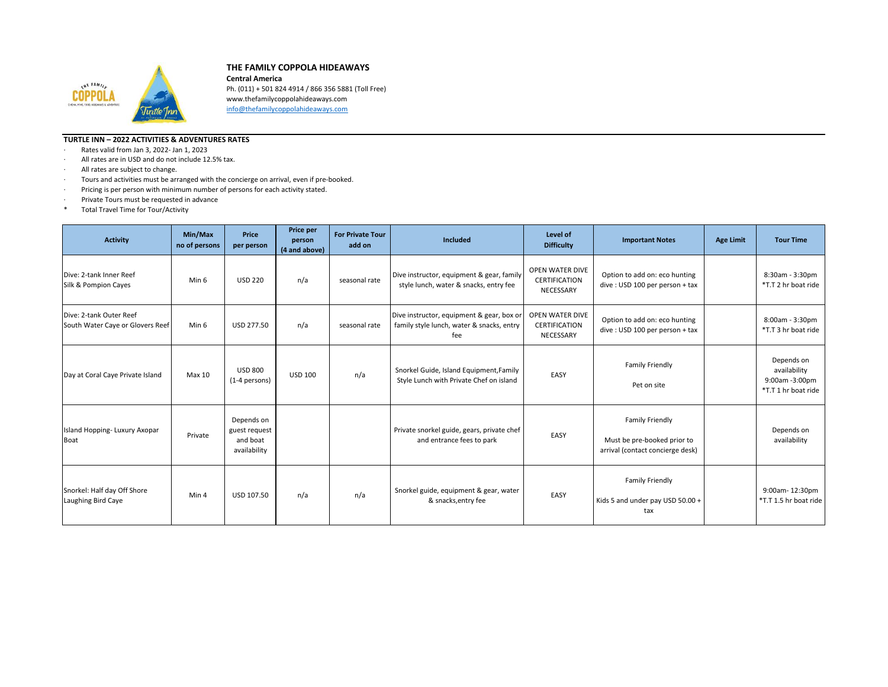## THE FAMILY COPPOLA HIDEAWAYS

**Central America**
Ph. (011) + 501 824 4914 / 866 356 5881 (Toll Free)
www.thefamilycoppolahideaways.com
info@thefamilycoppolahideaways.com

### TURTLE INN – 2022 ACTIVITIES & ADVENTURES RATES

- Rates valid from Jan 3, 2022- Jan 1, 2023
- All rates are in USD and do not include 12.5% tax.
- All rates are subject to change.
- Tours and activities must be arranged with the concierge on arrival, even if pre-booked.
- Pricing is per person with minimum number of persons for each activity stated.
- Private Tours must be requested in advance

\* Total Travel Time for Tour/Activity

| Activity | Min/Max no of persons | Price per person | Price per person (4 and above) | For Private Tour add on | Included | Level of Difficulty | Important Notes | Age Limit | Tour Time |
|---|---|---|---|---|---|---|---|---|---|
| Dive: 2-tank Inner Reef Silk & Pompion Cayes | Min 6 | USD 220 | n/a | seasonal rate | Dive instructor, equipment & gear, family style lunch, water & snacks, entry fee | OPEN WATER DIVE CERTIFICATION NECESSARY | Option to add on: eco hunting dive : USD 100 per person + tax | | 8:30am - 3:30pm *T.T 2 hr boat ride |
| Dive: 2-tank Outer Reef South Water Caye or Glovers Reef | Min 6 | USD 277.50 | n/a | seasonal rate | Dive instructor, equipment & gear, box or family style lunch, water & snacks, entry fee | OPEN WATER DIVE CERTIFICATION NECESSARY | Option to add on: eco hunting dive : USD 100 per person + tax | | 8:00am - 3:30pm *T.T 3 hr boat ride |
| Day at Coral Caye Private Island | Max 10 | USD 800 (1-4 persons) | USD 100 | n/a | Snorkel Guide, Island Equipment,Family Style Lunch with Private Chef on island | EASY | Family Friendly<br><br>Pet on site | | Depends on availability 9:00am -3:00pm *T.T 1 hr boat ride |
| Island Hopping- Luxury Axopar Boat | Private | Depends on guest request and boat availability | | | Private snorkel guide, gears, private chef and entrance fees to park | EASY | Family Friendly<br><br>Must be pre-booked prior to arrival (contact concierge desk) | | Depends on availability |
| Snorkel: Half day Off Shore Laughing Bird Caye | Min 4 | USD 107.50 | n/a | n/a | Snorkel guide, equipment & gear, water & snacks,entry fee | EASY | Family Friendly<br><br>Kids 5 and under pay USD 50.00 + tax | | 9:00am- 12:30pm *T.T 1.5 hr boat ride |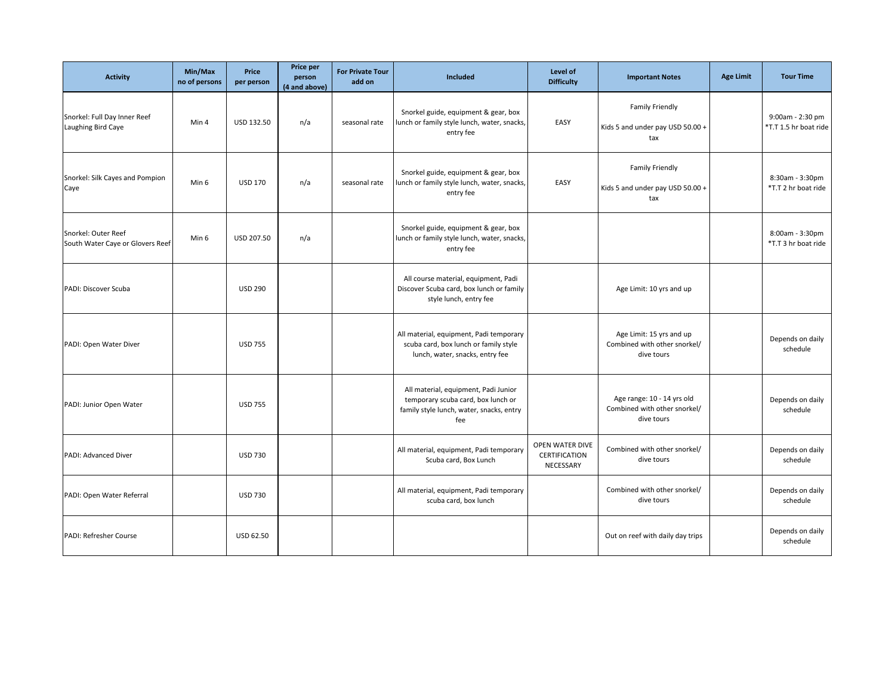| Activity | Min/Max no of persons | Price per person | Price per person (4 and above) | For Private Tour add on | Included | Level of Difficulty | Important Notes | Age Limit | Tour Time |
|---|---|---|---|---|---|---|---|---|---|
| Snorkel: Full Day Inner Reef Laughing Bird Caye | Min 4 | USD 132.50 | n/a | seasonal rate | Snorkel guide, equipment & gear, box lunch or family style lunch, water, snacks, entry fee | EASY | Family Friendly<br><br>Kids 5 and under pay USD 50.00 + tax | | 9:00am - 2:30 pm *T.T 1.5 hr boat ride |
| Snorkel: Silk Cayes and Pompion Caye | Min 6 | USD 170 | n/a | seasonal rate | Snorkel guide, equipment & gear, box lunch or family style lunch, water, snacks, entry fee | EASY | Family Friendly<br><br>Kids 5 and under pay USD 50.00 + tax | | 8:30am - 3:30pm *T.T 2 hr boat ride |
| Snorkel: Outer Reef South Water Caye or Glovers Reef | Min 6 | USD 207.50 | n/a | | Snorkel guide, equipment & gear, box lunch or family style lunch, water, snacks, entry fee | | | | 8:00am - 3:30pm *T.T 3 hr boat ride |
| PADI: Discover Scuba | | USD 290 | | | All course material, equipment, Padi Discover Scuba card, box lunch or family style lunch, entry fee | | Age Limit: 10 yrs and up | | |
| PADI: Open Water Diver | | USD 755 | | | All material, equipment, Padi temporary scuba card, box lunch or family style lunch, water, snacks, entry fee | | Age Limit: 15 yrs and up Combined with other snorkel/ dive tours | | Depends on daily schedule |
| PADI: Junior Open Water | | USD 755 | | | All material, equipment, Padi Junior temporary scuba card, box lunch or family style lunch, water, snacks, entry fee | | Age range: 10 - 14 yrs old Combined with other snorkel/ dive tours | | Depends on daily schedule |
| PADI: Advanced Diver | | USD 730 | | | All material, equipment, Padi temporary Scuba card, Box Lunch | OPEN WATER DIVE CERTIFICATION NECESSARY | Combined with other snorkel/ dive tours | | Depends on daily schedule |
| PADI: Open Water Referral | | USD 730 | | | All material, equipment, Padi temporary scuba card, box lunch | | Combined with other snorkel/ dive tours | | Depends on daily schedule |
| PADI: Refresher Course | | USD 62.50 | | | | | Out on reef with daily day trips | | Depends on daily schedule |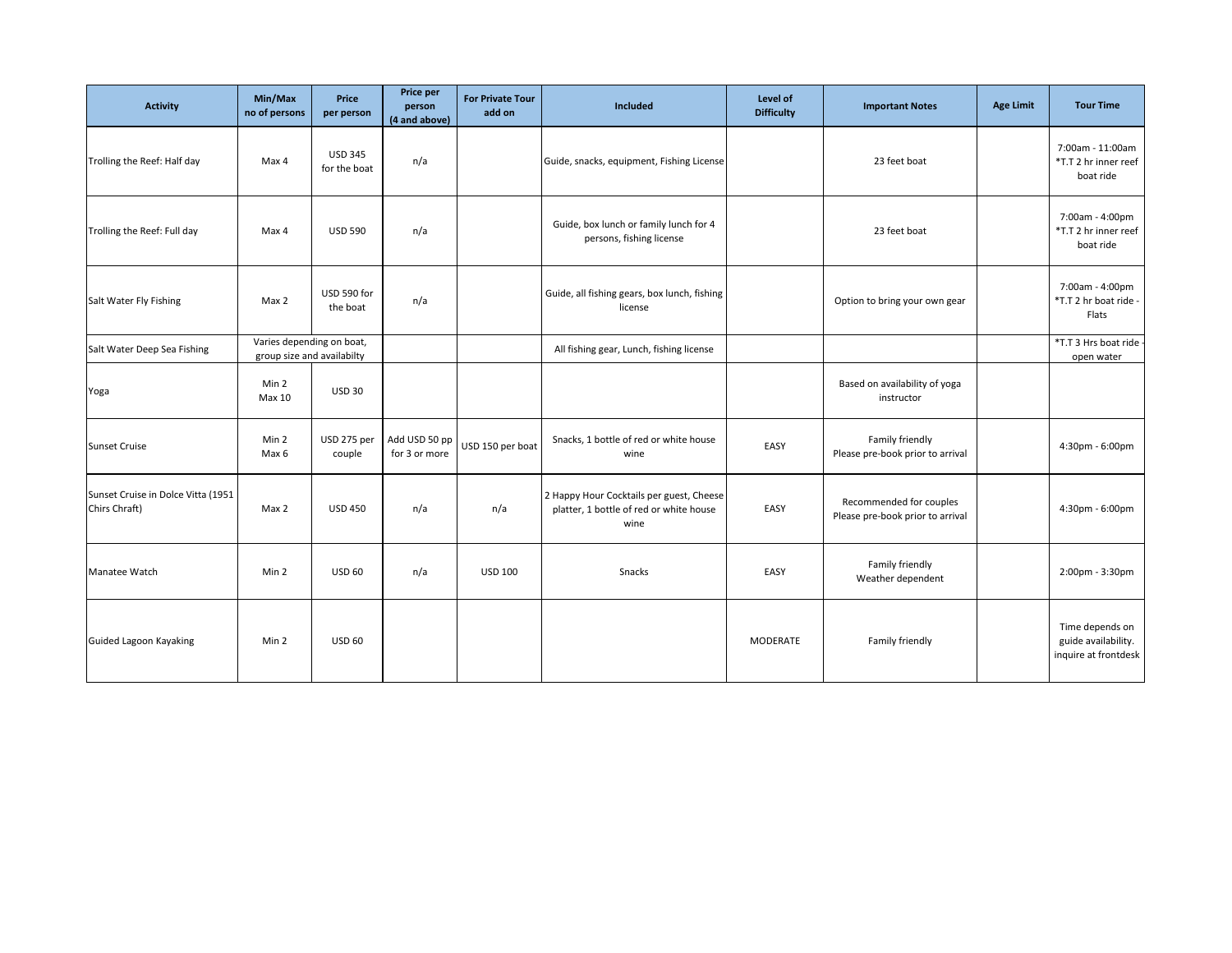| Activity | Min/Max no of persons | Price per person | Price per person (4 and above) | For Private Tour add on | Included | Level of Difficulty | Important Notes | Age Limit | Tour Time |
|---|---|---|---|---|---|---|---|---|---|
| Trolling the Reef: Half day | Max 4 | USD 345 for the boat | n/a | | Guide, snacks, equipment, Fishing License | | 23 feet boat | | 7:00am - 11:00am *T.T 2 hr inner reef boat ride |
| Trolling the Reef: Full day | Max 4 | USD 590 | n/a | | Guide, box lunch or family lunch for 4 persons, fishing license | | 23 feet boat | | 7:00am - 4:00pm *T.T 2 hr inner reef boat ride |
| Salt Water Fly Fishing | Max 2 | USD 590 for the boat | n/a | | Guide, all fishing gears, box lunch, fishing license | | Option to bring your own gear | | 7:00am - 4:00pm *T.T 2 hr boat ride - Flats |
| Salt Water Deep Sea Fishing | Varies depending on boat, group size and availabilty | | | | All fishing gear, Lunch, fishing license | | | | *T.T 3 Hrs boat ride - open water |
| Yoga | Min 2 Max 10 | USD 30 | | | | | Based on availability of yoga instructor | | |
| Sunset Cruise | Min 2 Max 6 | USD 275 per couple | Add USD 50 pp for 3 or more | USD 150 per boat | Snacks, 1 bottle of red or white house wine | EASY | Family friendly Please pre-book prior to arrival | | 4:30pm - 6:00pm |
| Sunset Cruise in Dolce Vitta (1951 Chirs Chraft) | Max 2 | USD 450 | n/a | n/a | 2 Happy Hour Cocktails per guest, Cheese platter, 1 bottle of red or white house wine | EASY | Recommended for couples Please pre-book prior to arrival | | 4:30pm - 6:00pm |
| Manatee Watch | Min 2 | USD 60 | n/a | USD 100 | Snacks | EASY | Family friendly Weather dependent | | 2:00pm - 3:30pm |
| Guided Lagoon Kayaking | Min 2 | USD 60 | | | | MODERATE | Family friendly | | Time depends on guide availability. inquire at frontdesk |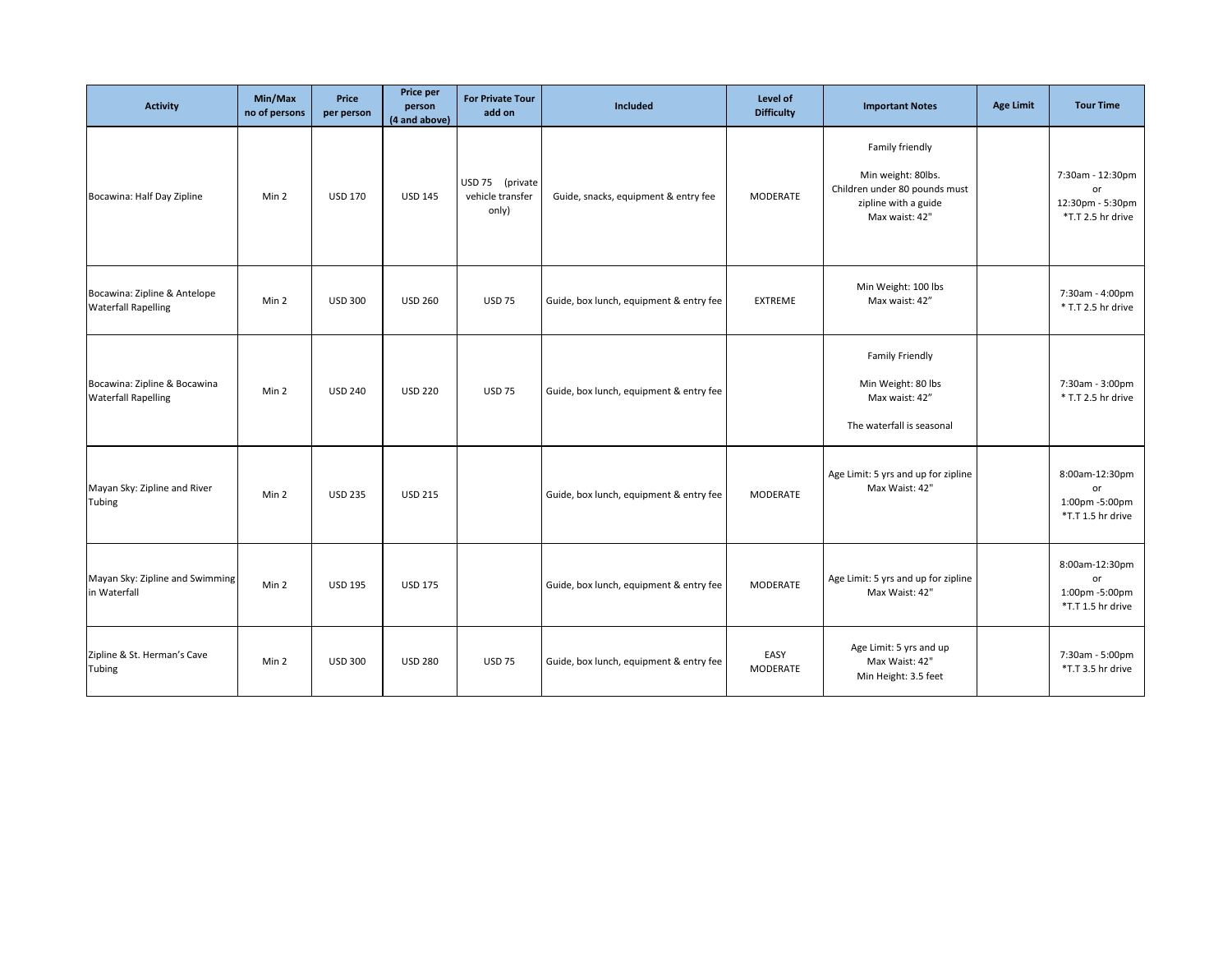| Activity | Min/Max no of persons | Price per person | Price per person (4 and above) | For Private Tour add on | Included | Level of Difficulty | Important Notes | Age Limit | Tour Time |
|---|---|---|---|---|---|---|---|---|---|
| Bocawina: Half Day Zipline | Min 2 | USD 170 | USD 145 | USD 75 (private vehicle transfer only) | Guide, snacks, equipment & entry fee | MODERATE | Family friendly<br><br>Min weight: 80lbs.<br>Children under 80 pounds must zipline with a guide<br>Max waist: 42" | | 7:30am - 12:30pm<br>or<br>12:30pm - 5:30pm<br>*T.T 2.5 hr drive |
| Bocawina: Zipline & Antelope Waterfall Rapelling | Min 2 | USD 300 | USD 260 | USD 75 | Guide, box lunch, equipment & entry fee | EXTREME | Min Weight: 100 lbs<br>Max waist: 42" | | 7:30am - 4:00pm<br>* T.T 2.5 hr drive |
| Bocawina: Zipline & Bocawina Waterfall Rapelling | Min 2 | USD 240 | USD 220 | USD 75 | Guide, box lunch, equipment & entry fee | | Family Friendly<br><br>Min Weight: 80 lbs<br>Max waist: 42"<br><br>The waterfall is seasonal | | 7:30am - 3:00pm<br>* T.T 2.5 hr drive |
| Mayan Sky: Zipline and River Tubing | Min 2 | USD 235 | USD 215 | | Guide, box lunch, equipment & entry fee | MODERATE | Age Limit: 5 yrs and up for zipline<br>Max Waist: 42" | | 8:00am-12:30pm<br>or<br>1:00pm -5:00pm<br>*T.T 1.5 hr drive |
| Mayan Sky: Zipline and Swimming in Waterfall | Min 2 | USD 195 | USD 175 | | Guide, box lunch, equipment & entry fee | MODERATE | Age Limit: 5 yrs and up for zipline<br>Max Waist: 42" | | 8:00am-12:30pm<br>or<br>1:00pm -5:00pm<br>*T.T 1.5 hr drive |
| Zipline & St. Herman's Cave Tubing | Min 2 | USD 300 | USD 280 | USD 75 | Guide, box lunch, equipment & entry fee | EASY MODERATE | Age Limit: 5 yrs and up<br>Max Waist: 42"<br>Min Height: 3.5 feet | | 7:30am - 5:00pm<br>*T.T 3.5 hr drive |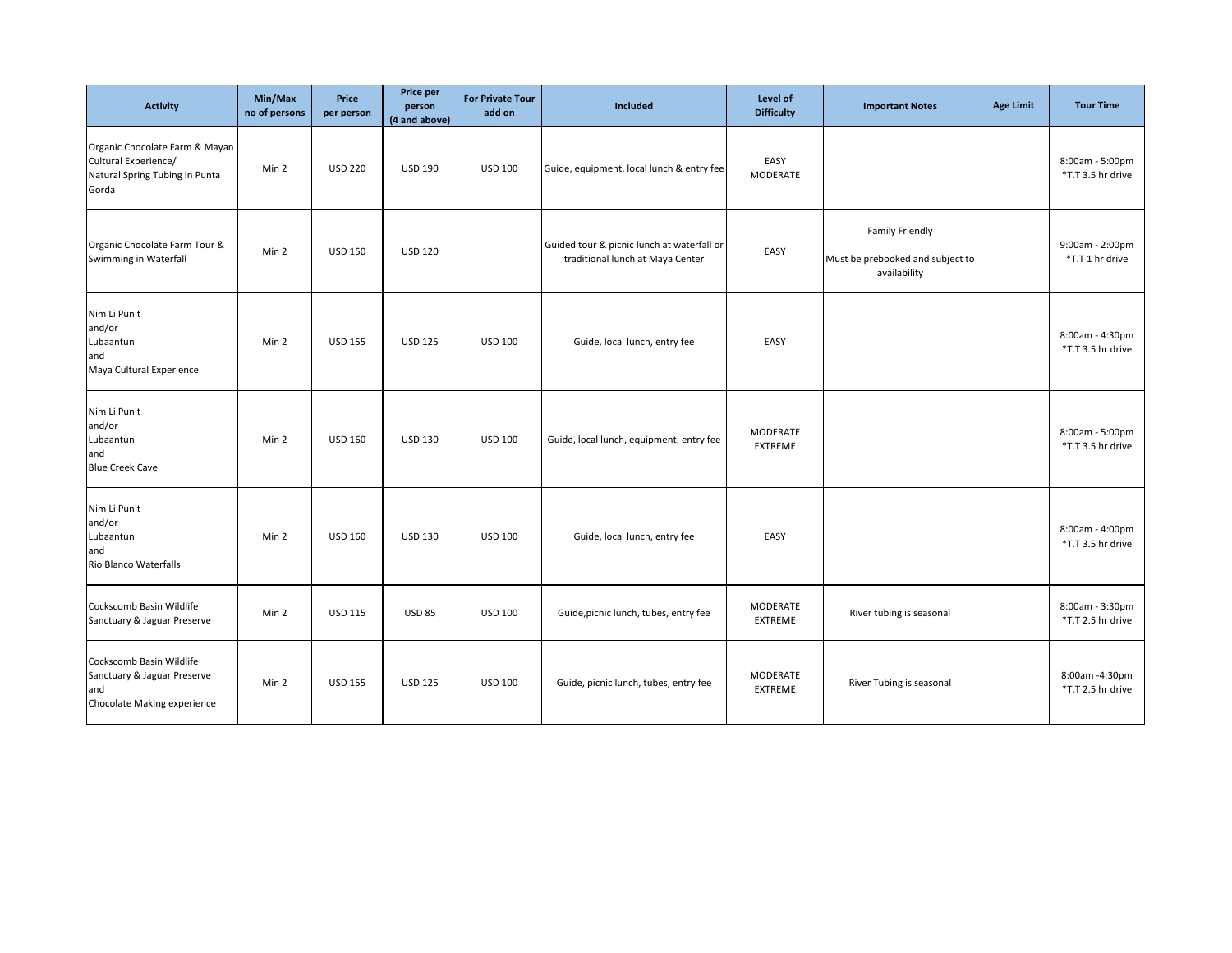| Activity | Min/Max no of persons | Price per person | Price per person (4 and above) | For Private Tour add on | Included | Level of Difficulty | Important Notes | Age Limit | Tour Time |
|---|---|---|---|---|---|---|---|---|---|
| Organic Chocolate Farm & Mayan Cultural Experience/ Natural Spring Tubing in Punta Gorda | Min 2 | USD 220 | USD 190 | USD 100 | Guide, equipment, local lunch & entry fee | EASY MODERATE | | | 8:00am - 5:00pm *T.T 3.5 hr drive |
| Organic Chocolate Farm Tour & Swimming in Waterfall | Min 2 | USD 150 | USD 120 | | Guided tour & picnic lunch at waterfall or traditional lunch at Maya Center | EASY | Family Friendly<br><br>Must be prebooked and subject to availability | | 9:00am - 2:00pm *T.T 1 hr drive |
| Nim Li Punit and/or Lubaantun and Maya Cultural Experience | Min 2 | USD 155 | USD 125 | USD 100 | Guide, local lunch, entry fee | EASY | | | 8:00am - 4:30pm *T.T 3.5 hr drive |
| Nim Li Punit and/or Lubaantun and Blue Creek Cave | Min 2 | USD 160 | USD 130 | USD 100 | Guide, local lunch, equipment, entry fee | MODERATE EXTREME | | | 8:00am - 5:00pm *T.T 3.5 hr drive |
| Nim Li Punit and/or Lubaantun and Rio Blanco Waterfalls | Min 2 | USD 160 | USD 130 | USD 100 | Guide, local lunch, entry fee | EASY | | | 8:00am - 4:00pm *T.T 3.5 hr drive |
| Cockscomb Basin Wildlife Sanctuary & Jaguar Preserve | Min 2 | USD 115 | USD 85 | USD 100 | Guide,picnic lunch, tubes, entry fee | MODERATE EXTREME | River tubing is seasonal | | 8:00am - 3:30pm *T.T 2.5 hr drive |
| Cockscomb Basin Wildlife Sanctuary & Jaguar Preserve and Chocolate Making experience | Min 2 | USD 155 | USD 125 | USD 100 | Guide, picnic lunch, tubes, entry fee | MODERATE EXTREME | River Tubing is seasonal | | 8:00am -4:30pm *T.T 2.5 hr drive |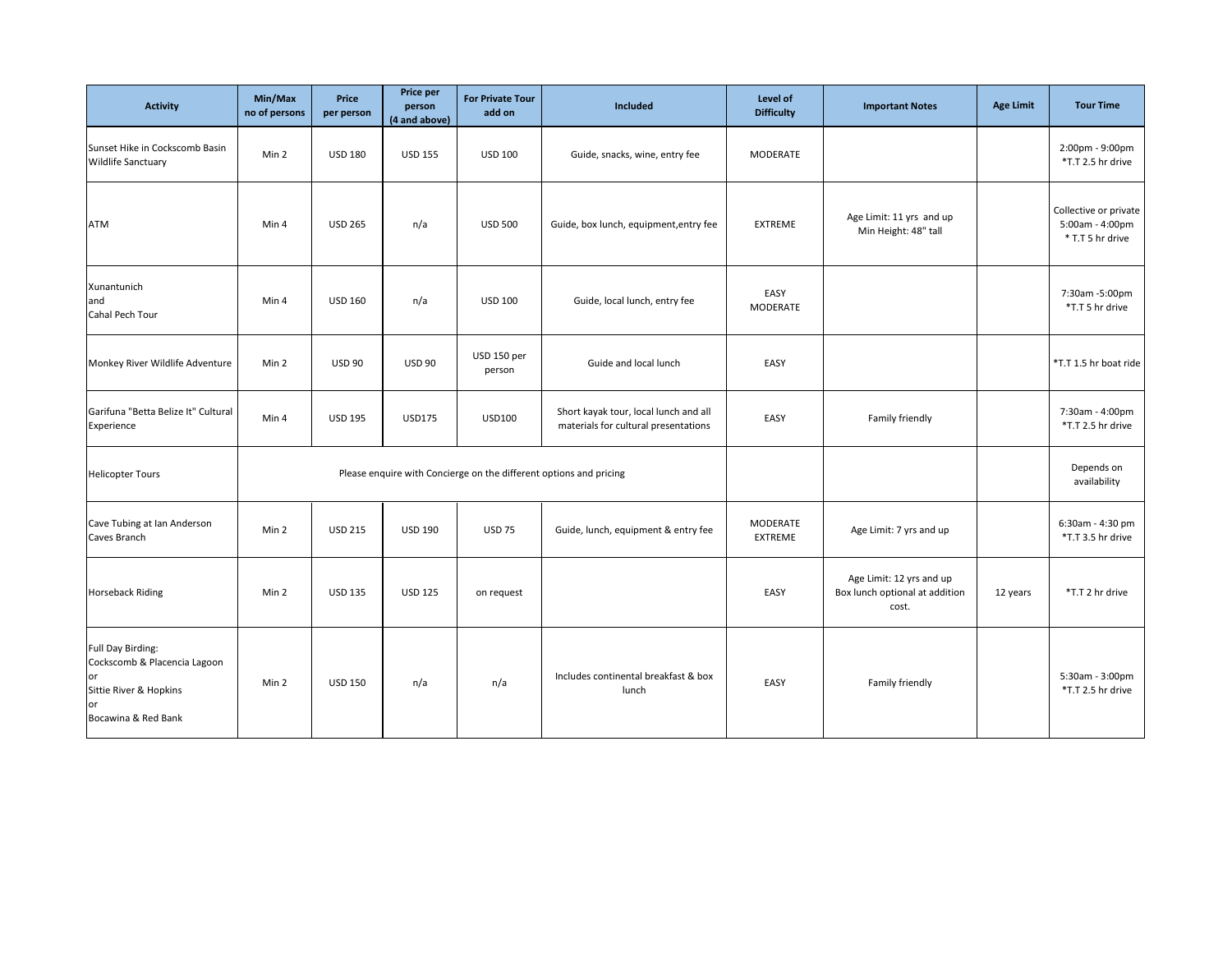| Activity | Min/Max no of persons | Price per person | Price per person (4 and above) | For Private Tour add on | Included | Level of Difficulty | Important Notes | Age Limit | Tour Time |
|---|---|---|---|---|---|---|---|---|---|
| Sunset Hike in Cockscomb Basin Wildlife Sanctuary | Min 2 | USD 180 | USD 155 | USD 100 | Guide, snacks, wine, entry fee | MODERATE | | | 2:00pm - 9:00pm *T.T 2.5 hr drive |
| ATM | Min 4 | USD 265 | n/a | USD 500 | Guide, box lunch, equipment,entry fee | EXTREME | Age Limit: 11 yrs and up Min Height: 48" tall | | Collective or private 5:00am - 4:00pm * T.T 5 hr drive |
| Xunantunich and Cahal Pech Tour | Min 4 | USD 160 | n/a | USD 100 | Guide, local lunch, entry fee | EASY MODERATE | | | 7:30am -5:00pm *T.T 5 hr drive |
| Monkey River Wildlife Adventure | Min 2 | USD 90 | USD 90 | USD 150 per person | Guide and local lunch | EASY | | | *T.T 1.5 hr boat ride |
| Garifuna "Betta Belize It" Cultural Experience | Min 4 | USD 195 | USD175 | USD100 | Short kayak tour, local lunch and all materials for cultural presentations | EASY | Family friendly | | 7:30am - 4:00pm *T.T 2.5 hr drive |
| Helicopter Tours | Please enquire with Concierge on the different options and pricing | | | | | | | | Depends on availability |
| Cave Tubing at Ian Anderson Caves Branch | Min 2 | USD 215 | USD 190 | USD 75 | Guide, lunch, equipment & entry fee | MODERATE EXTREME | Age Limit: 7 yrs and up | | 6:30am - 4:30 pm *T.T 3.5 hr drive |
| Horseback Riding | Min 2 | USD 135 | USD 125 | on request | | EASY | Age Limit: 12 yrs and up Box lunch optional at addition cost. | 12 years | *T.T 2 hr drive |
| Full Day Birding: Cockscomb & Placencia Lagoon or Sittie River & Hopkins or Bocawina & Red Bank | Min 2 | USD 150 | n/a | n/a | Includes continental breakfast & box lunch | EASY | Family friendly | | 5:30am - 3:00pm *T.T 2.5 hr drive |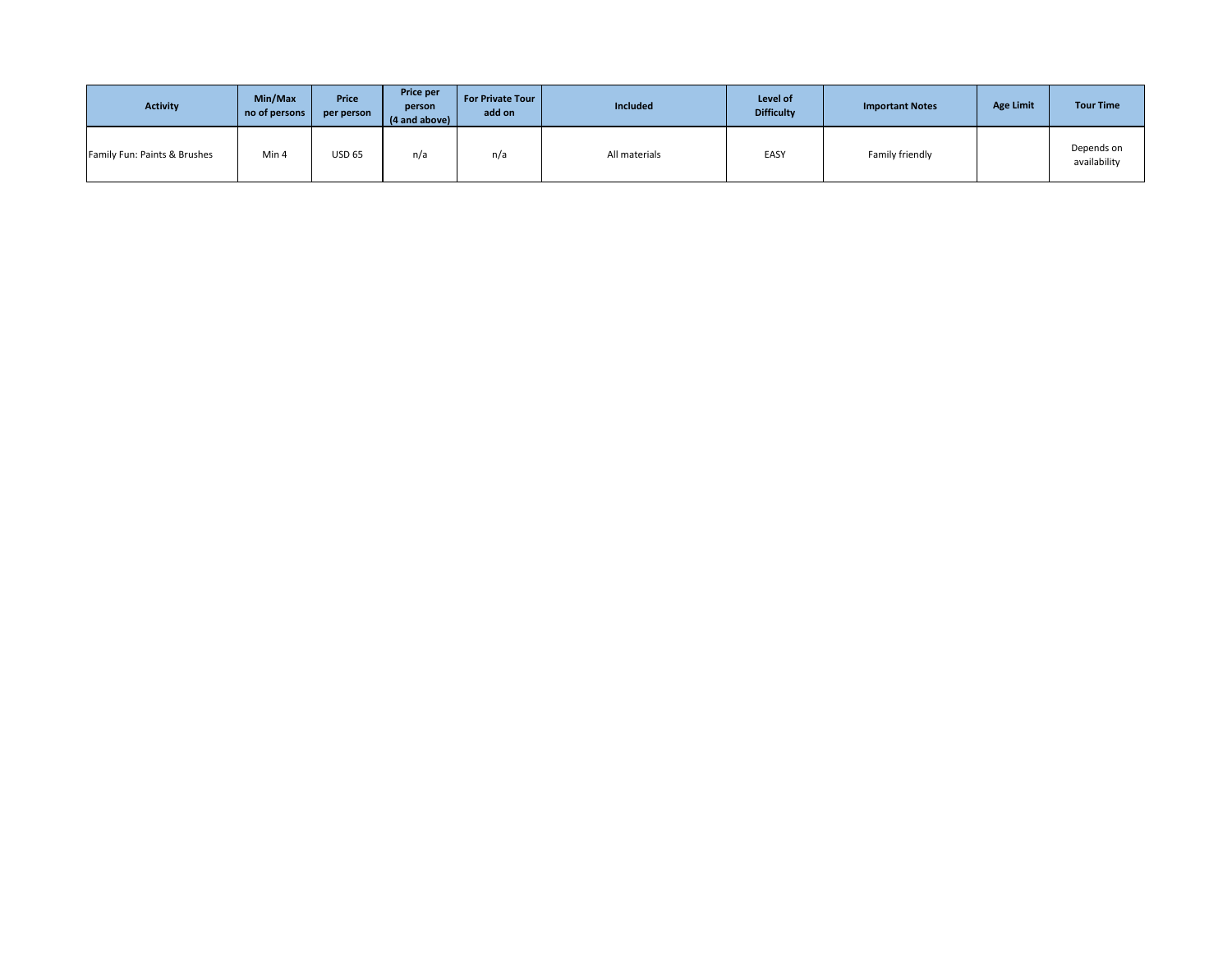| Activity | Min/Max no of persons | Price per person | Price per person (4 and above) | For Private Tour add on | Included | Level of Difficulty | Important Notes | Age Limit | Tour Time |
|---|---|---|---|---|---|---|---|---|---|
| Family Fun: Paints & Brushes | Min 4 | USD 65 | n/a | n/a | All materials | EASY | Family friendly | | Depends on availability |